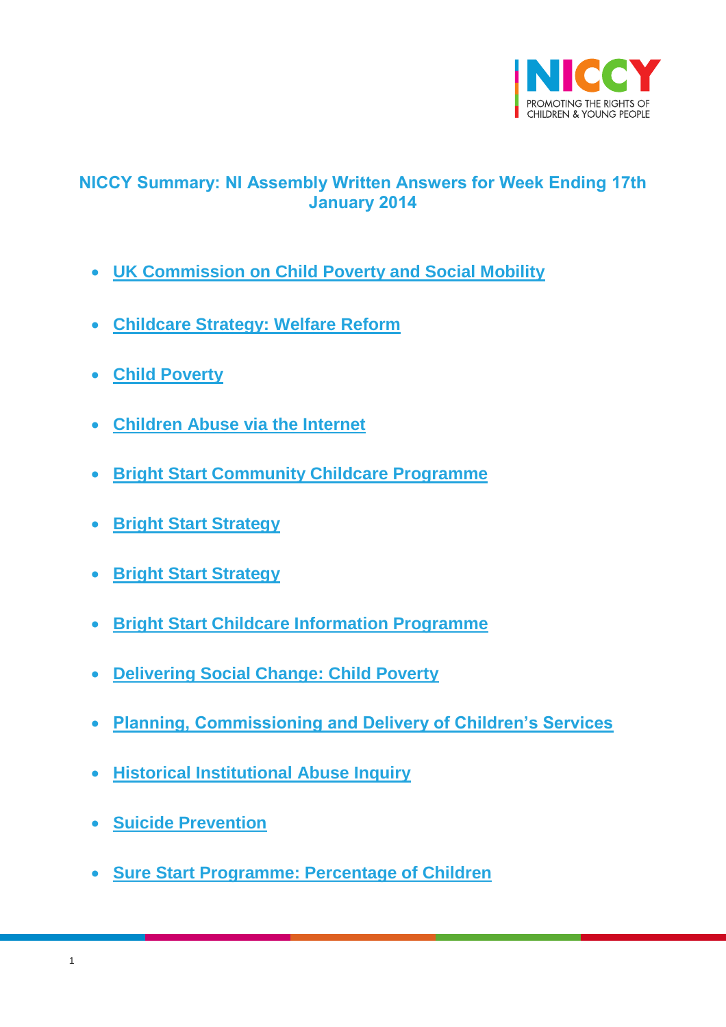NICCY

PROMOTING THE RIGHTS OF CHILDREN & YOUNG PEOPLE

## NICCY Summary: NI Assembly Written Answers for Week Ending 17th January 2014

- UK Commission on Child Poverty and Social Mobility
- Childcare Strategy: Welfare Reform
- Child Poverty
- Children Abuse via the Internet
- Bright Start Community Childcare Programme
- Bright Start Strategy
- Bright Start Strategy
- Bright Start Childcare Information Programme
- Delivering Social Change: Child Poverty
- Planning, Commissioning and Delivery of Children's Services
- Historical Institutional Abuse Inquiry
- Suicide Prevention
- Sure Start Programme: Percentage of Children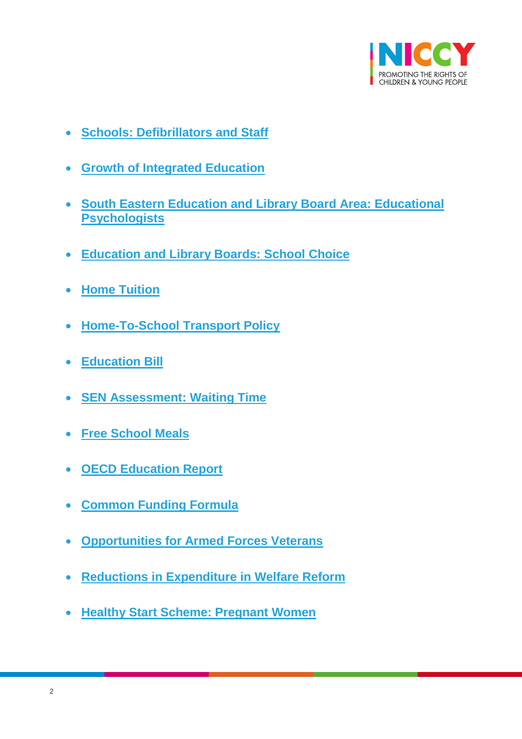- **Schools: Defibrillators and Staff**
- **Growth of Integrated Education**
- **South Eastern Education and Library Board Area: Educational Psychologists**
- **Education and Library Boards: School Choice**
- **Home Tuition**
- **Home-To-School Transport Policy**
- **Education Bill**
- **SEN Assessment: Waiting Time**
- **Free School Meals**
- **OECD Education Report**
- **Common Funding Formula**
- **Opportunities for Armed Forces Veterans**
- **Reductions in Expenditure in Welfare Reform**
- **Healthy Start Scheme: Pregnant Women**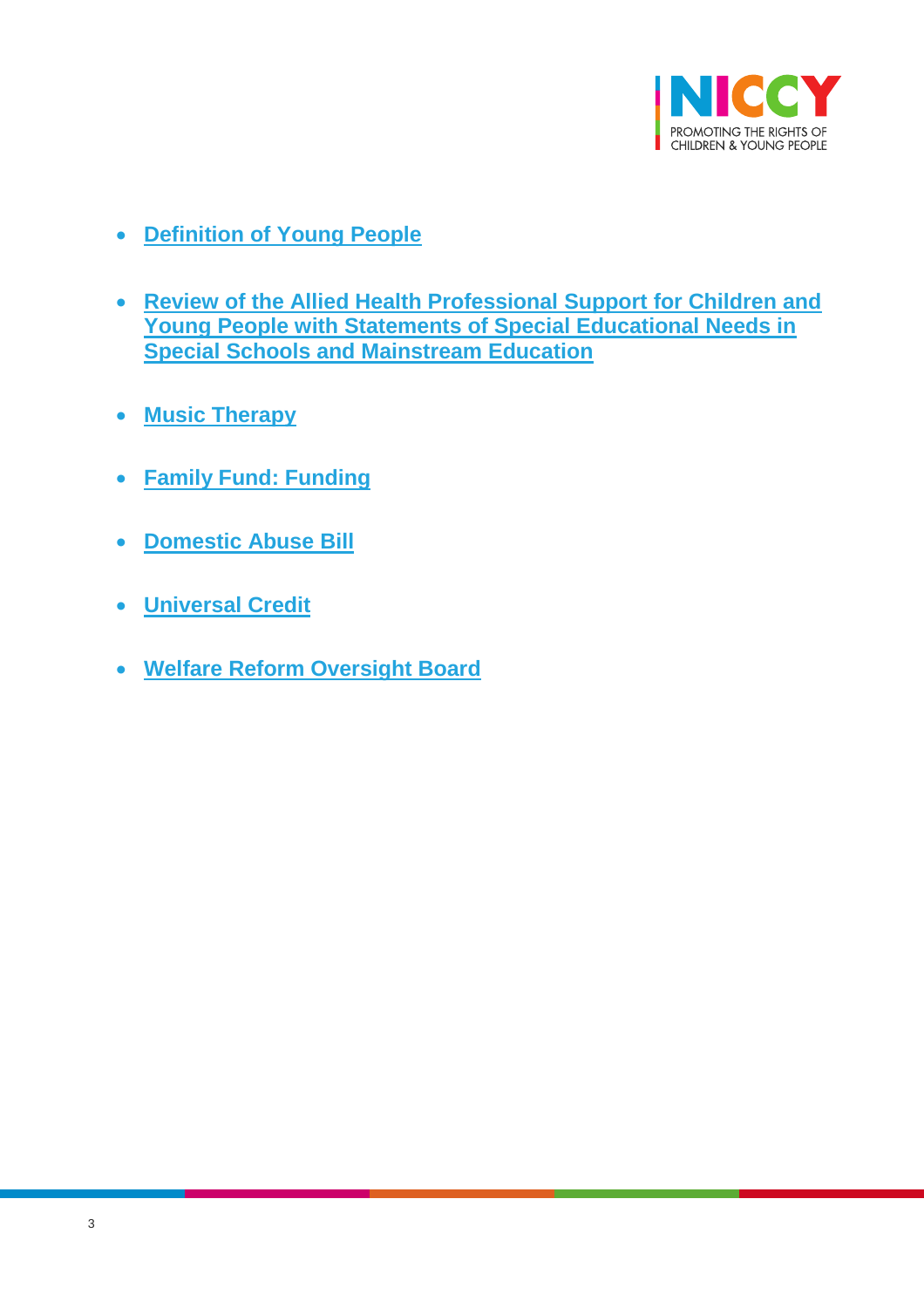- **Definition of Young People**
- **Review of the Allied Health Professional Support for Children and Young People with Statements of Special Educational Needs in Special Schools and Mainstream Education**
- **Music Therapy**
- **Family Fund: Funding**
- **Domestic Abuse Bill**
- **Universal Credit**
- **Welfare Reform Oversight Board**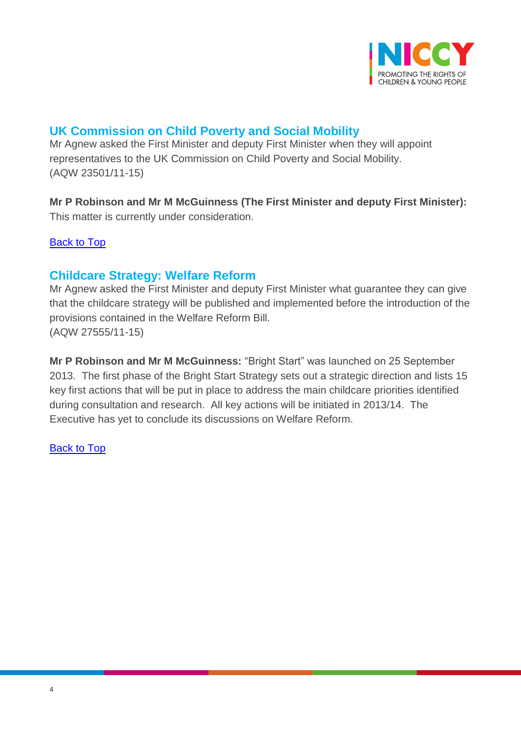## UK Commission on Child Poverty and Social Mobility

Mr Agnew asked the First Minister and deputy First Minister when they will appoint representatives to the UK Commission on Child Poverty and Social Mobility.
(AQW 23501/11-15)

**Mr P Robinson and Mr M McGuinness (The First Minister and deputy First Minister):** This matter is currently under consideration.

Back to Top

## Childcare Strategy: Welfare Reform

Mr Agnew asked the First Minister and deputy First Minister what guarantee they can give that the childcare strategy will be published and implemented before the introduction of the provisions contained in the Welfare Reform Bill.
(AQW 27555/11-15)

**Mr P Robinson and Mr M McGuinness:** "Bright Start" was launched on 25 September 2013. The first phase of the Bright Start Strategy sets out a strategic direction and lists 15 key first actions that will be put in place to address the main childcare priorities identified during consultation and research. All key actions will be initiated in 2013/14. The Executive has yet to conclude its discussions on Welfare Reform.

Back to Top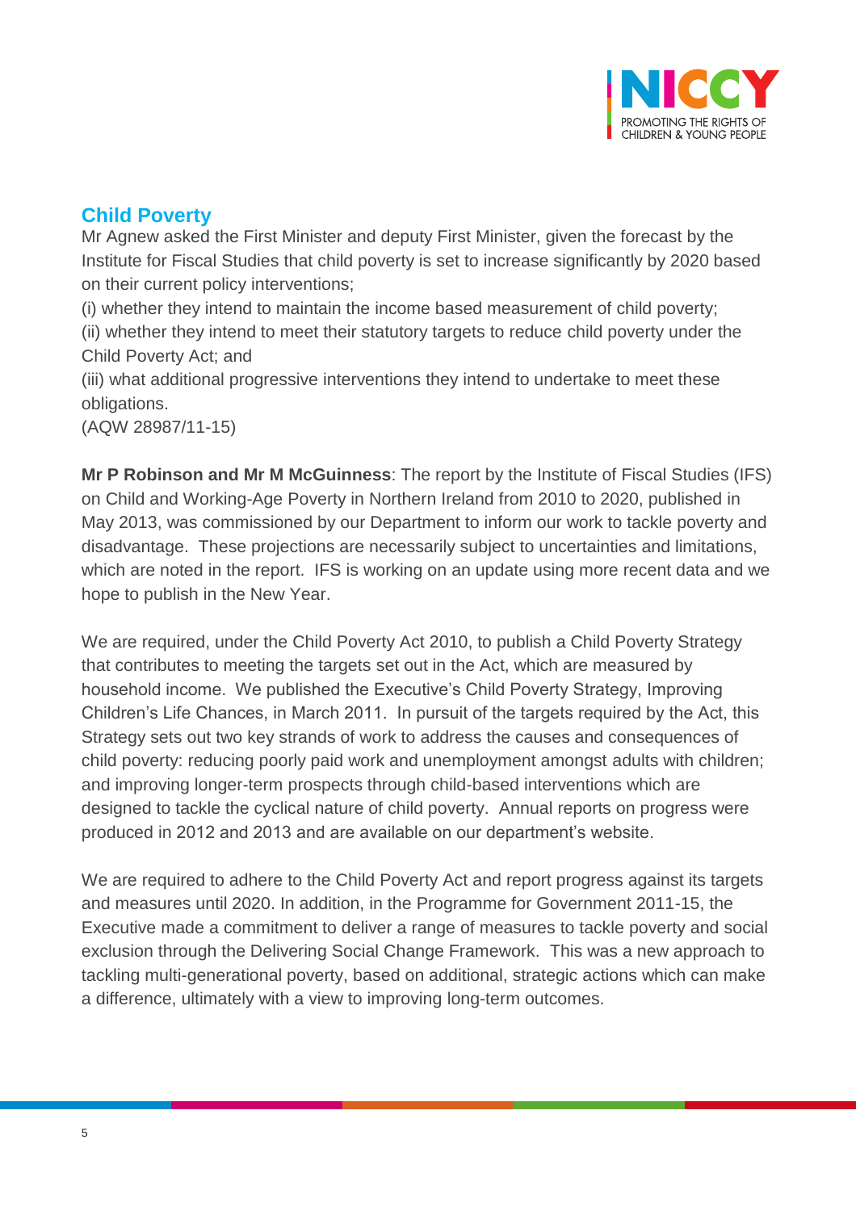## Child Poverty

Mr Agnew asked the First Minister and deputy First Minister, given the forecast by the Institute for Fiscal Studies that child poverty is set to increase significantly by 2020 based on their current policy interventions;

(i) whether they intend to maintain the income based measurement of child poverty;

(ii) whether they intend to meet their statutory targets to reduce child poverty under the Child Poverty Act; and

(iii) what additional progressive interventions they intend to undertake to meet these obligations.

(AQW 28987/11-15)

**Mr P Robinson and Mr M McGuinness**: The report by the Institute of Fiscal Studies (IFS) on Child and Working-Age Poverty in Northern Ireland from 2010 to 2020, published in May 2013, was commissioned by our Department to inform our work to tackle poverty and disadvantage. These projections are necessarily subject to uncertainties and limitations, which are noted in the report. IFS is working on an update using more recent data and we hope to publish in the New Year.

We are required, under the Child Poverty Act 2010, to publish a Child Poverty Strategy that contributes to meeting the targets set out in the Act, which are measured by household income. We published the Executive's Child Poverty Strategy, Improving Children's Life Chances, in March 2011. In pursuit of the targets required by the Act, this Strategy sets out two key strands of work to address the causes and consequences of child poverty: reducing poorly paid work and unemployment amongst adults with children; and improving longer-term prospects through child-based interventions which are designed to tackle the cyclical nature of child poverty. Annual reports on progress were produced in 2012 and 2013 and are available on our department's website.

We are required to adhere to the Child Poverty Act and report progress against its targets and measures until 2020. In addition, in the Programme for Government 2011-15, the Executive made a commitment to deliver a range of measures to tackle poverty and social exclusion through the Delivering Social Change Framework. This was a new approach to tackling multi-generational poverty, based on additional, strategic actions which can make a difference, ultimately with a view to improving long-term outcomes.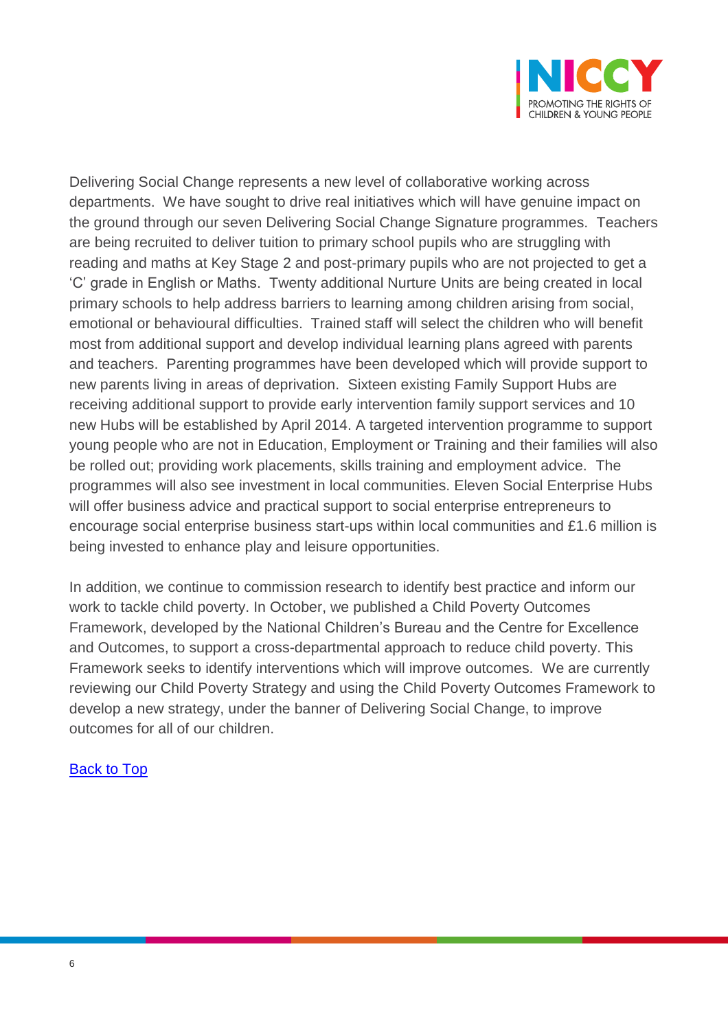Delivering Social Change represents a new level of collaborative working across departments. We have sought to drive real initiatives which will have genuine impact on the ground through our seven Delivering Social Change Signature programmes. Teachers are being recruited to deliver tuition to primary school pupils who are struggling with reading and maths at Key Stage 2 and post-primary pupils who are not projected to get a 'C' grade in English or Maths. Twenty additional Nurture Units are being created in local primary schools to help address barriers to learning among children arising from social, emotional or behavioural difficulties. Trained staff will select the children who will benefit most from additional support and develop individual learning plans agreed with parents and teachers. Parenting programmes have been developed which will provide support to new parents living in areas of deprivation. Sixteen existing Family Support Hubs are receiving additional support to provide early intervention family support services and 10 new Hubs will be established by April 2014. A targeted intervention programme to support young people who are not in Education, Employment or Training and their families will also be rolled out; providing work placements, skills training and employment advice. The programmes will also see investment in local communities. Eleven Social Enterprise Hubs will offer business advice and practical support to social enterprise entrepreneurs to encourage social enterprise business start-ups within local communities and £1.6 million is being invested to enhance play and leisure opportunities.

In addition, we continue to commission research to identify best practice and inform our work to tackle child poverty. In October, we published a Child Poverty Outcomes Framework, developed by the National Children's Bureau and the Centre for Excellence and Outcomes, to support a cross-departmental approach to reduce child poverty. This Framework seeks to identify interventions which will improve outcomes. We are currently reviewing our Child Poverty Strategy and using the Child Poverty Outcomes Framework to develop a new strategy, under the banner of Delivering Social Change, to improve outcomes for all of our children.

[Back to Top]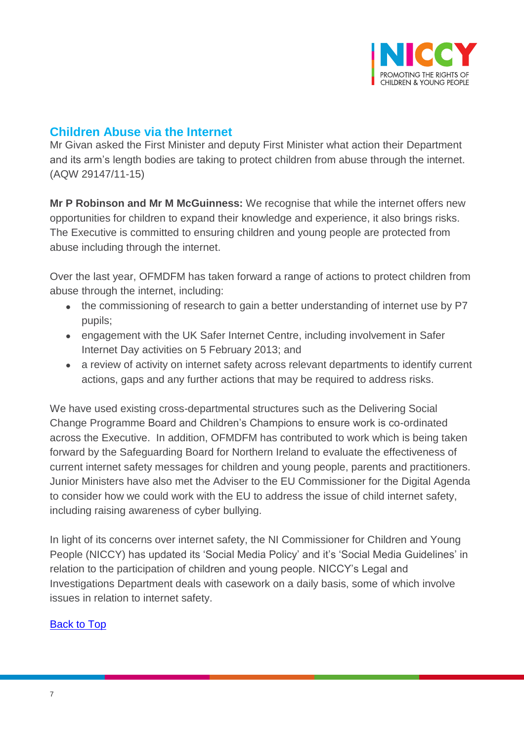## Children Abuse via the Internet

Mr Givan asked the First Minister and deputy First Minister what action their Department and its arm's length bodies are taking to protect children from abuse through the internet. (AQW 29147/11-15)

**Mr P Robinson and Mr M McGuinness:** We recognise that while the internet offers new opportunities for children to expand their knowledge and experience, it also brings risks. The Executive is committed to ensuring children and young people are protected from abuse including through the internet.

Over the last year, OFMDFM has taken forward a range of actions to protect children from abuse through the internet, including:

- the commissioning of research to gain a better understanding of internet use by P7 pupils;
- engagement with the UK Safer Internet Centre, including involvement in Safer Internet Day activities on 5 February 2013; and
- a review of activity on internet safety across relevant departments to identify current actions, gaps and any further actions that may be required to address risks.

We have used existing cross-departmental structures such as the Delivering Social Change Programme Board and Children's Champions to ensure work is co-ordinated across the Executive. In addition, OFMDFM has contributed to work which is being taken forward by the Safeguarding Board for Northern Ireland to evaluate the effectiveness of current internet safety messages for children and young people, parents and practitioners. Junior Ministers have also met the Adviser to the EU Commissioner for the Digital Agenda to consider how we could work with the EU to address the issue of child internet safety, including raising awareness of cyber bullying.

In light of its concerns over internet safety, the NI Commissioner for Children and Young People (NICCY) has updated its 'Social Media Policy' and it's 'Social Media Guidelines' in relation to the participation of children and young people. NICCY's Legal and Investigations Department deals with casework on a daily basis, some of which involve issues in relation to internet safety.

Back to Top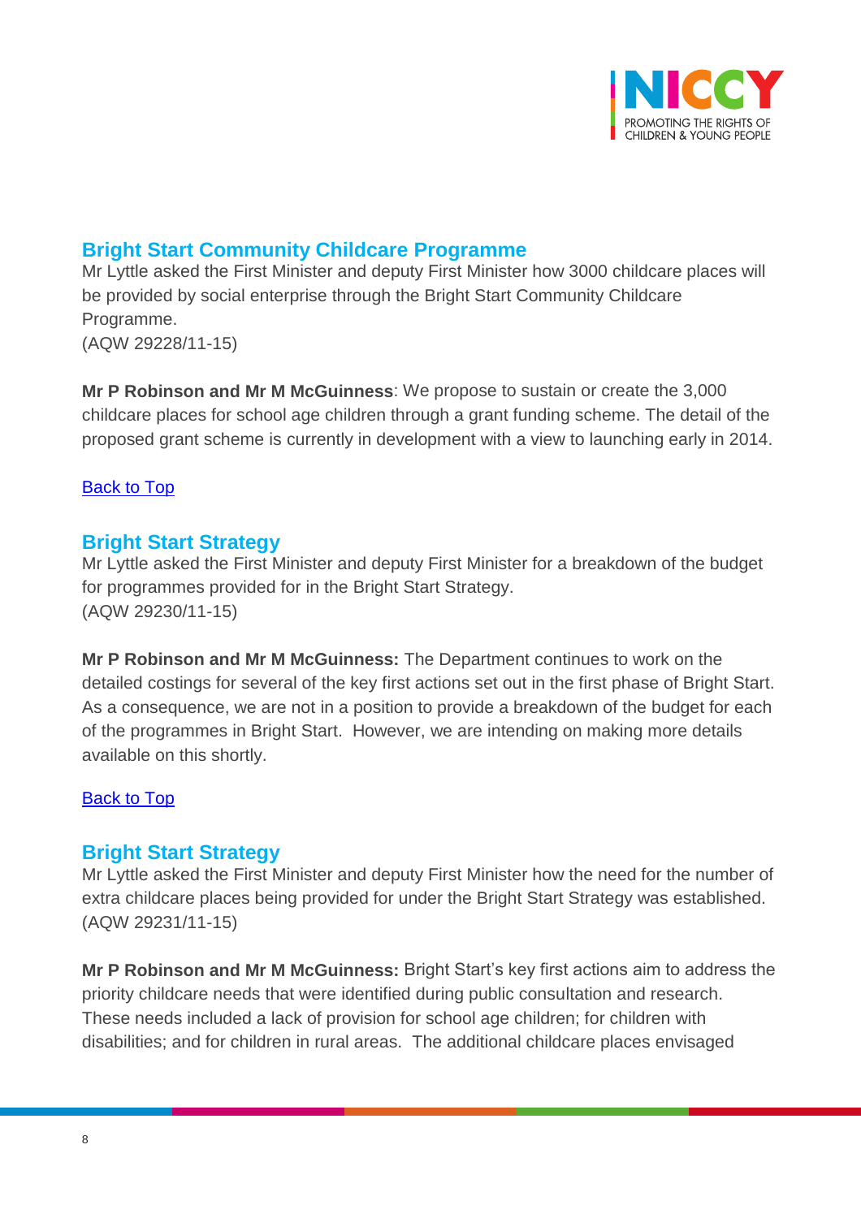## Bright Start Community Childcare Programme

Mr Lyttle asked the First Minister and deputy First Minister how 3000 childcare places will be provided by social enterprise through the Bright Start Community Childcare Programme.
(AQW 29228/11-15)

**Mr P Robinson and Mr M McGuinness**: We propose to sustain or create the 3,000 childcare places for school age children through a grant funding scheme. The detail of the proposed grant scheme is currently in development with a view to launching early in 2014.

Back to Top

## Bright Start Strategy

Mr Lyttle asked the First Minister and deputy First Minister for a breakdown of the budget for programmes provided for in the Bright Start Strategy.
(AQW 29230/11-15)

**Mr P Robinson and Mr M McGuinness:** The Department continues to work on the detailed costings for several of the key first actions set out in the first phase of Bright Start. As a consequence, we are not in a position to provide a breakdown of the budget for each of the programmes in Bright Start. However, we are intending on making more details available on this shortly.

Back to Top

## Bright Start Strategy

Mr Lyttle asked the First Minister and deputy First Minister how the need for the number of extra childcare places being provided for under the Bright Start Strategy was established.
(AQW 29231/11-15)

**Mr P Robinson and Mr M McGuinness:** Bright Start's key first actions aim to address the priority childcare needs that were identified during public consultation and research. These needs included a lack of provision for school age children; for children with disabilities; and for children in rural areas. The additional childcare places envisaged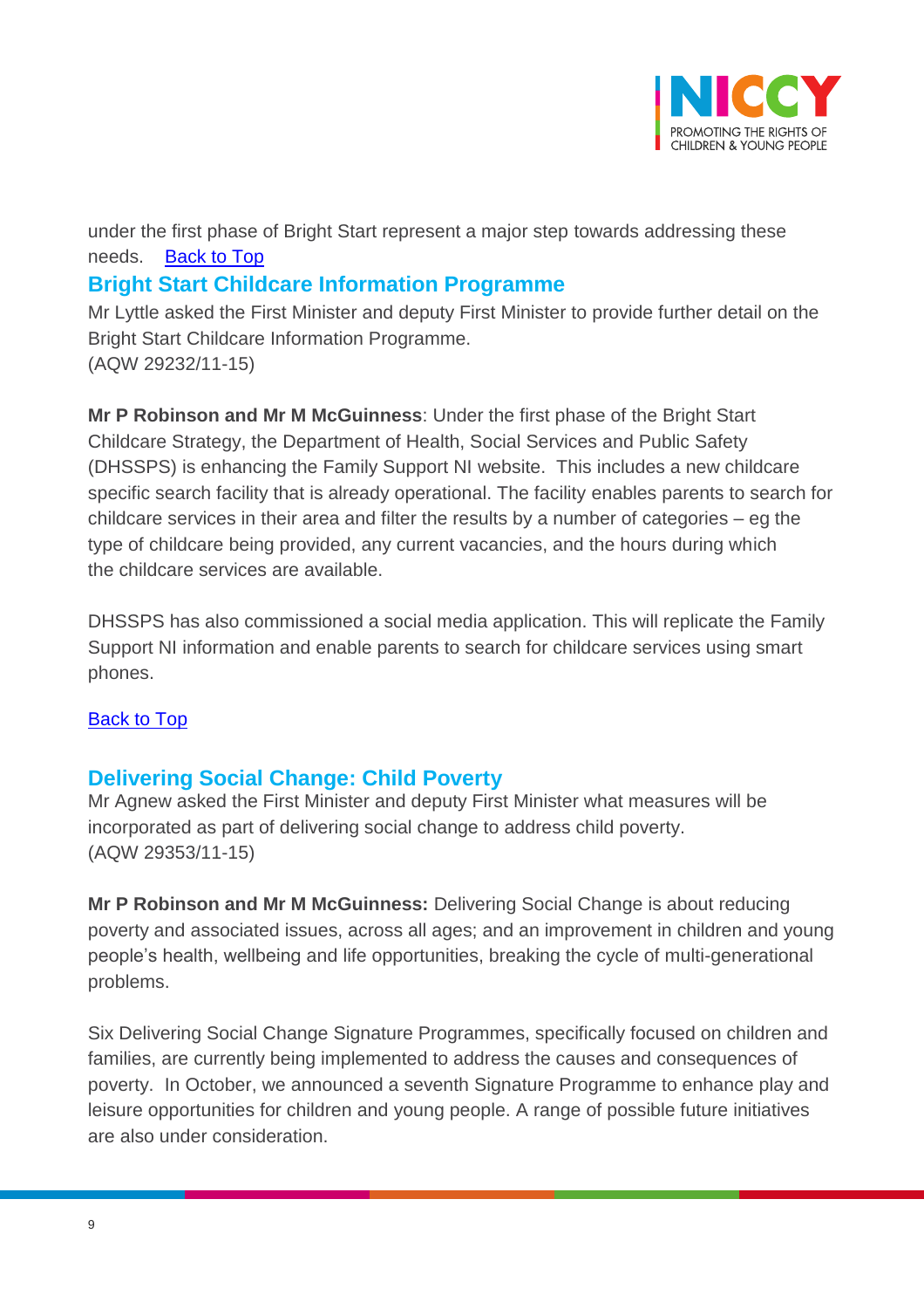under the first phase of Bright Start represent a major step towards addressing these needs. [Back to Top]

## Bright Start Childcare Information Programme

Mr Lyttle asked the First Minister and deputy First Minister to provide further detail on the Bright Start Childcare Information Programme.
(AQW 29232/11-15)

**Mr P Robinson and Mr M McGuinness**: Under the first phase of the Bright Start Childcare Strategy, the Department of Health, Social Services and Public Safety (DHSSPS) is enhancing the Family Support NI website. This includes a new childcare specific search facility that is already operational. The facility enables parents to search for childcare services in their area and filter the results by a number of categories – eg the type of childcare being provided, any current vacancies, and the hours during which the childcare services are available.

DHSSPS has also commissioned a social media application. This will replicate the Family Support NI information and enable parents to search for childcare services using smart phones.

[Back to Top]

## Delivering Social Change: Child Poverty

Mr Agnew asked the First Minister and deputy First Minister what measures will be incorporated as part of delivering social change to address child poverty.
(AQW 29353/11-15)

**Mr P Robinson and Mr M McGuinness:** Delivering Social Change is about reducing poverty and associated issues, across all ages; and an improvement in children and young people's health, wellbeing and life opportunities, breaking the cycle of multi-generational problems.

Six Delivering Social Change Signature Programmes, specifically focused on children and families, are currently being implemented to address the causes and consequences of poverty. In October, we announced a seventh Signature Programme to enhance play and leisure opportunities for children and young people. A range of possible future initiatives are also under consideration.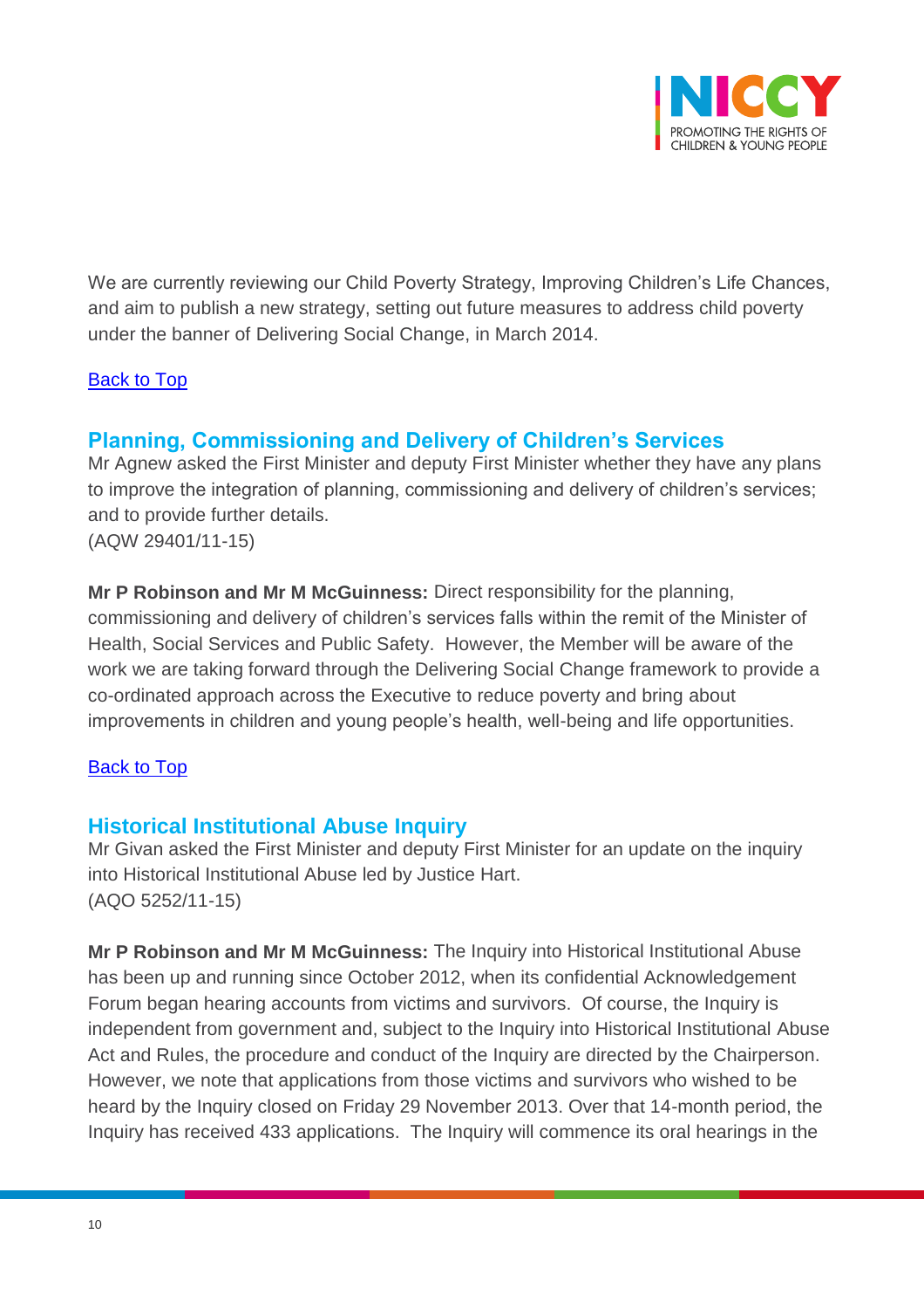We are currently reviewing our Child Poverty Strategy, Improving Children's Life Chances, and aim to publish a new strategy, setting out future measures to address child poverty under the banner of Delivering Social Change, in March 2014.

Back to Top

## Planning, Commissioning and Delivery of Children's Services

Mr Agnew asked the First Minister and deputy First Minister whether they have any plans to improve the integration of planning, commissioning and delivery of children's services; and to provide further details.
(AQW 29401/11-15)

**Mr P Robinson and Mr M McGuinness:** Direct responsibility for the planning, commissioning and delivery of children's services falls within the remit of the Minister of Health, Social Services and Public Safety. However, the Member will be aware of the work we are taking forward through the Delivering Social Change framework to provide a co-ordinated approach across the Executive to reduce poverty and bring about improvements in children and young people's health, well-being and life opportunities.

Back to Top

## Historical Institutional Abuse Inquiry

Mr Givan asked the First Minister and deputy First Minister for an update on the inquiry into Historical Institutional Abuse led by Justice Hart.
(AQO 5252/11-15)

**Mr P Robinson and Mr M McGuinness:** The Inquiry into Historical Institutional Abuse has been up and running since October 2012, when its confidential Acknowledgement Forum began hearing accounts from victims and survivors. Of course, the Inquiry is independent from government and, subject to the Inquiry into Historical Institutional Abuse Act and Rules, the procedure and conduct of the Inquiry are directed by the Chairperson. However, we note that applications from those victims and survivors who wished to be heard by the Inquiry closed on Friday 29 November 2013. Over that 14-month period, the Inquiry has received 433 applications. The Inquiry will commence its oral hearings in the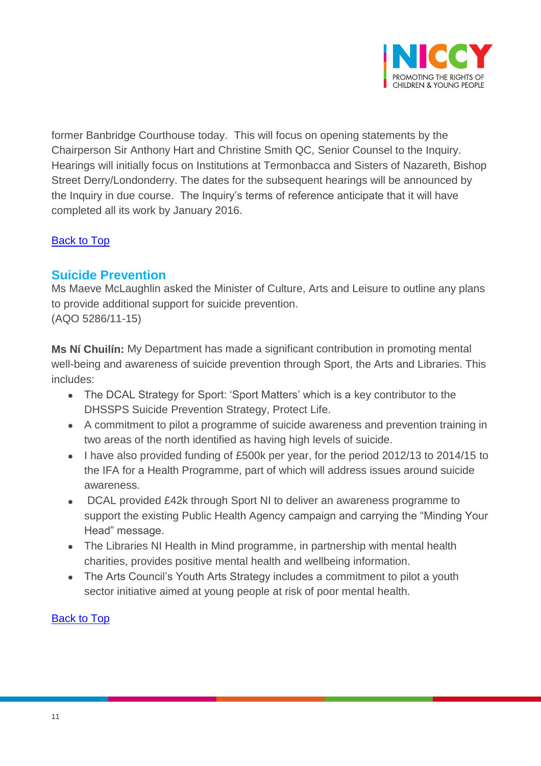former Banbridge Courthouse today. This will focus on opening statements by the Chairperson Sir Anthony Hart and Christine Smith QC, Senior Counsel to the Inquiry. Hearings will initially focus on Institutions at Termonbacca and Sisters of Nazareth, Bishop Street Derry/Londonderry. The dates for the subsequent hearings will be announced by the Inquiry in due course. The Inquiry's terms of reference anticipate that it will have completed all its work by January 2016.

Back to Top

## Suicide Prevention

Ms Maeve McLaughlin asked the Minister of Culture, Arts and Leisure to outline any plans to provide additional support for suicide prevention.
(AQO 5286/11-15)

**Ms Ní Chuilín:** My Department has made a significant contribution in promoting mental well-being and awareness of suicide prevention through Sport, the Arts and Libraries. This includes:

- The DCAL Strategy for Sport: 'Sport Matters' which is a key contributor to the DHSSPS Suicide Prevention Strategy, Protect Life.
- A commitment to pilot a programme of suicide awareness and prevention training in two areas of the north identified as having high levels of suicide.
- I have also provided funding of £500k per year, for the period 2012/13 to 2014/15 to the IFA for a Health Programme, part of which will address issues around suicide awareness.
- DCAL provided £42k through Sport NI to deliver an awareness programme to support the existing Public Health Agency campaign and carrying the "Minding Your Head" message.
- The Libraries NI Health in Mind programme, in partnership with mental health charities, provides positive mental health and wellbeing information.
- The Arts Council's Youth Arts Strategy includes a commitment to pilot a youth sector initiative aimed at young people at risk of poor mental health.

Back to Top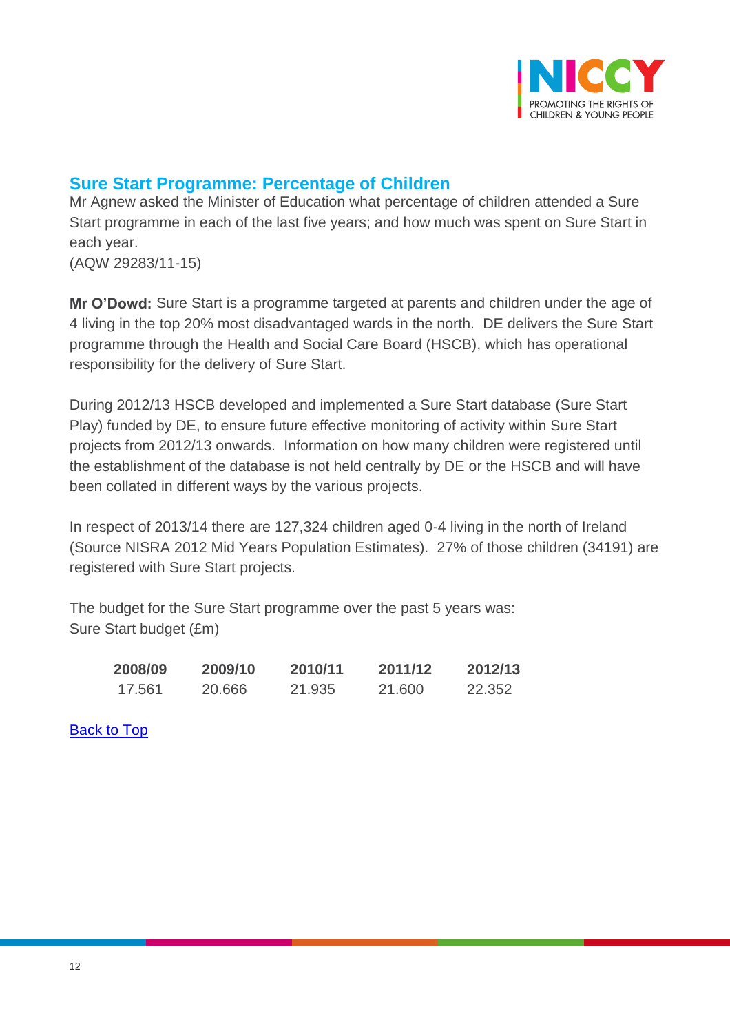## Sure Start Programme: Percentage of Children

Mr Agnew asked the Minister of Education what percentage of children attended a Sure Start programme in each of the last five years; and how much was spent on Sure Start in each year.
(AQW 29283/11-15)

**Mr O'Dowd:** Sure Start is a programme targeted at parents and children under the age of 4 living in the top 20% most disadvantaged wards in the north. DE delivers the Sure Start programme through the Health and Social Care Board (HSCB), which has operational responsibility for the delivery of Sure Start.

During 2012/13 HSCB developed and implemented a Sure Start database (Sure Start Play) funded by DE, to ensure future effective monitoring of activity within Sure Start projects from 2012/13 onwards. Information on how many children were registered until the establishment of the database is not held centrally by DE or the HSCB and will have been collated in different ways by the various projects.

In respect of 2013/14 there are 127,324 children aged 0-4 living in the north of Ireland (Source NISRA 2012 Mid Years Population Estimates). 27% of those children (34191) are registered with Sure Start projects.

The budget for the Sure Start programme over the past 5 years was:
Sure Start budget (£m)

| 2008/09 | 2009/10 | 2010/11 | 2011/12 | 2012/13 |
|---|---|---|---|---|
| 17.561 | 20.666 | 21.935 | 21.600 | 22.352 |

Back to Top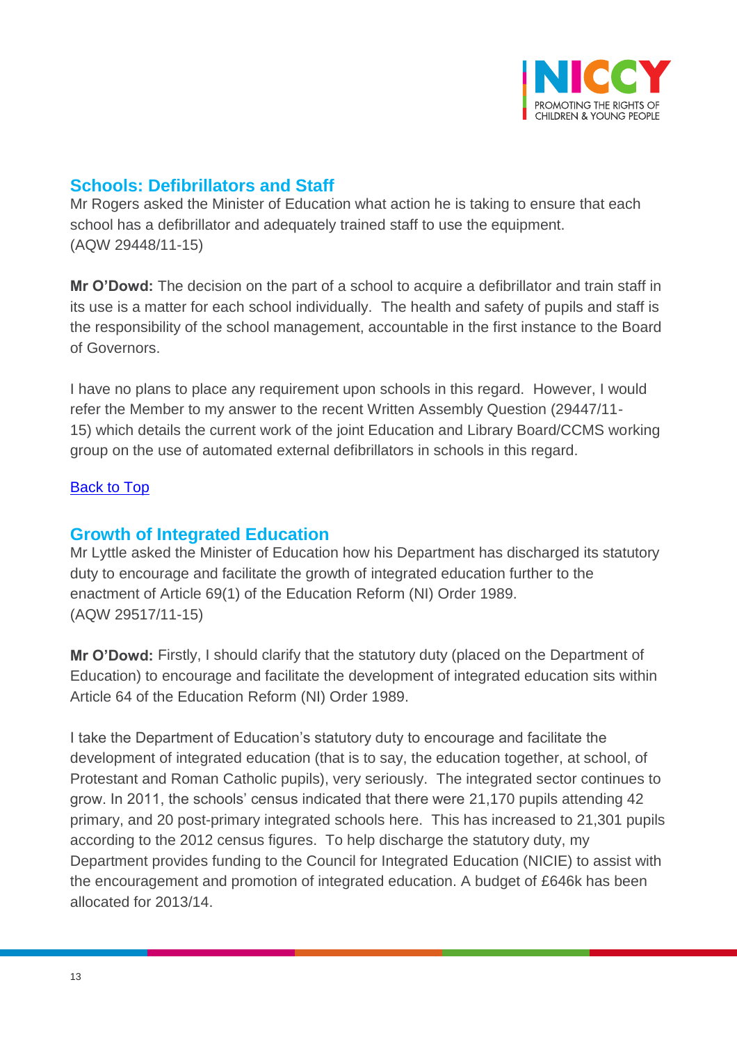## Schools: Defibrillators and Staff

Mr Rogers asked the Minister of Education what action he is taking to ensure that each school has a defibrillator and adequately trained staff to use the equipment.
(AQW 29448/11-15)

**Mr O'Dowd:** The decision on the part of a school to acquire a defibrillator and train staff in its use is a matter for each school individually. The health and safety of pupils and staff is the responsibility of the school management, accountable in the first instance to the Board of Governors.

I have no plans to place any requirement upon schools in this regard. However, I would refer the Member to my answer to the recent Written Assembly Question (29447/11-15) which details the current work of the joint Education and Library Board/CCMS working group on the use of automated external defibrillators in schools in this regard.

Back to Top

## Growth of Integrated Education

Mr Lyttle asked the Minister of Education how his Department has discharged its statutory duty to encourage and facilitate the growth of integrated education further to the enactment of Article 69(1) of the Education Reform (NI) Order 1989.
(AQW 29517/11-15)

**Mr O'Dowd:** Firstly, I should clarify that the statutory duty (placed on the Department of Education) to encourage and facilitate the development of integrated education sits within Article 64 of the Education Reform (NI) Order 1989.

I take the Department of Education's statutory duty to encourage and facilitate the development of integrated education (that is to say, the education together, at school, of Protestant and Roman Catholic pupils), very seriously. The integrated sector continues to grow. In 2011, the schools' census indicated that there were 21,170 pupils attending 42 primary, and 20 post-primary integrated schools here. This has increased to 21,301 pupils according to the 2012 census figures. To help discharge the statutory duty, my Department provides funding to the Council for Integrated Education (NICIE) to assist with the encouragement and promotion of integrated education. A budget of £646k has been allocated for 2013/14.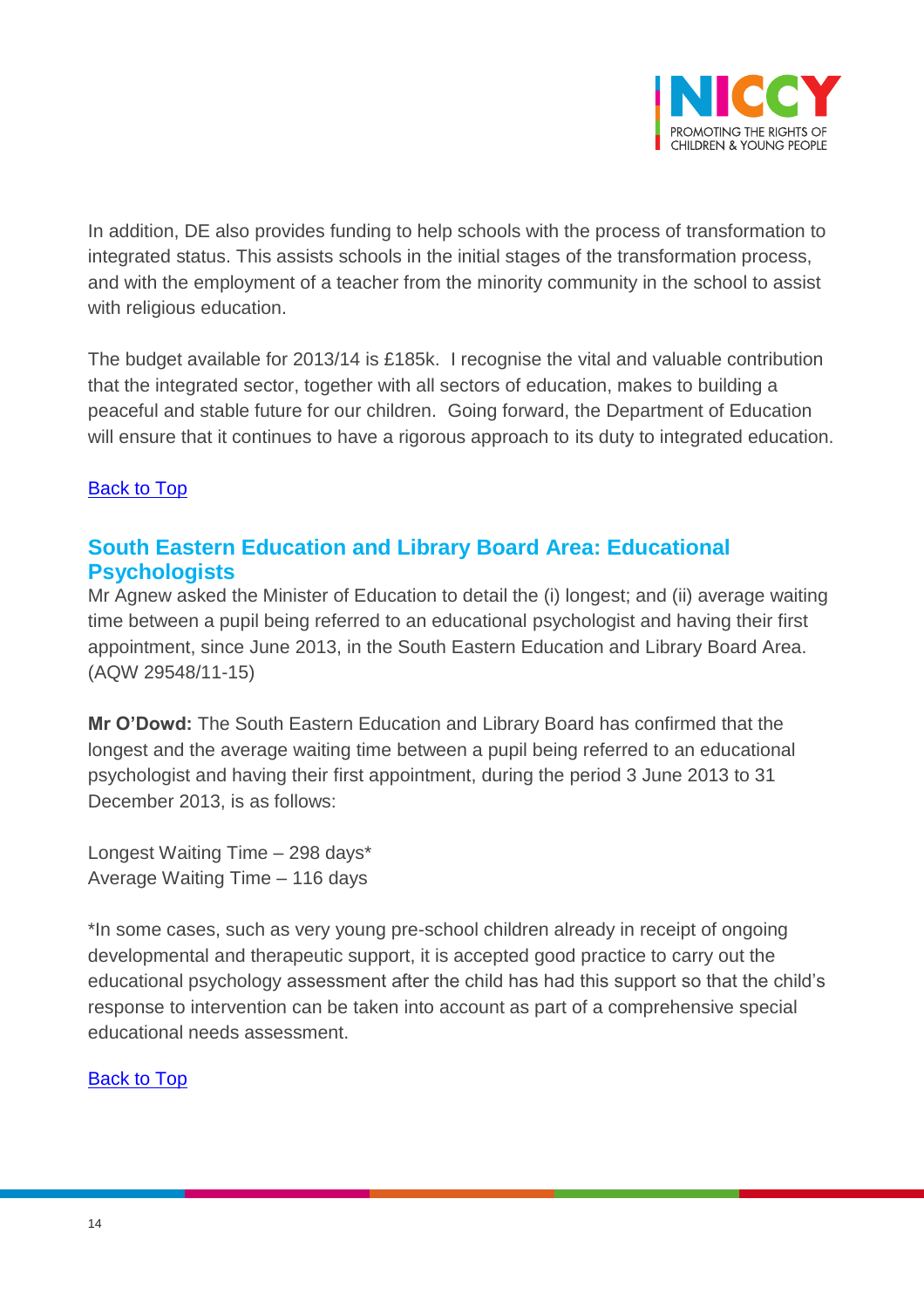In addition, DE also provides funding to help schools with the process of transformation to integrated status. This assists schools in the initial stages of the transformation process, and with the employment of a teacher from the minority community in the school to assist with religious education.

The budget available for 2013/14 is £185k. I recognise the vital and valuable contribution that the integrated sector, together with all sectors of education, makes to building a peaceful and stable future for our children. Going forward, the Department of Education will ensure that it continues to have a rigorous approach to its duty to integrated education.

Back to Top

## South Eastern Education and Library Board Area: Educational Psychologists

Mr Agnew asked the Minister of Education to detail the (i) longest; and (ii) average waiting time between a pupil being referred to an educational psychologist and having their first appointment, since June 2013, in the South Eastern Education and Library Board Area. (AQW 29548/11-15)

**Mr O'Dowd:** The South Eastern Education and Library Board has confirmed that the longest and the average waiting time between a pupil being referred to an educational psychologist and having their first appointment, during the period 3 June 2013 to 31 December 2013, is as follows:

Longest Waiting Time – 298 days*
Average Waiting Time – 116 days

*In some cases, such as very young pre-school children already in receipt of ongoing developmental and therapeutic support, it is accepted good practice to carry out the educational psychology assessment after the child has had this support so that the child's response to intervention can be taken into account as part of a comprehensive special educational needs assessment.

Back to Top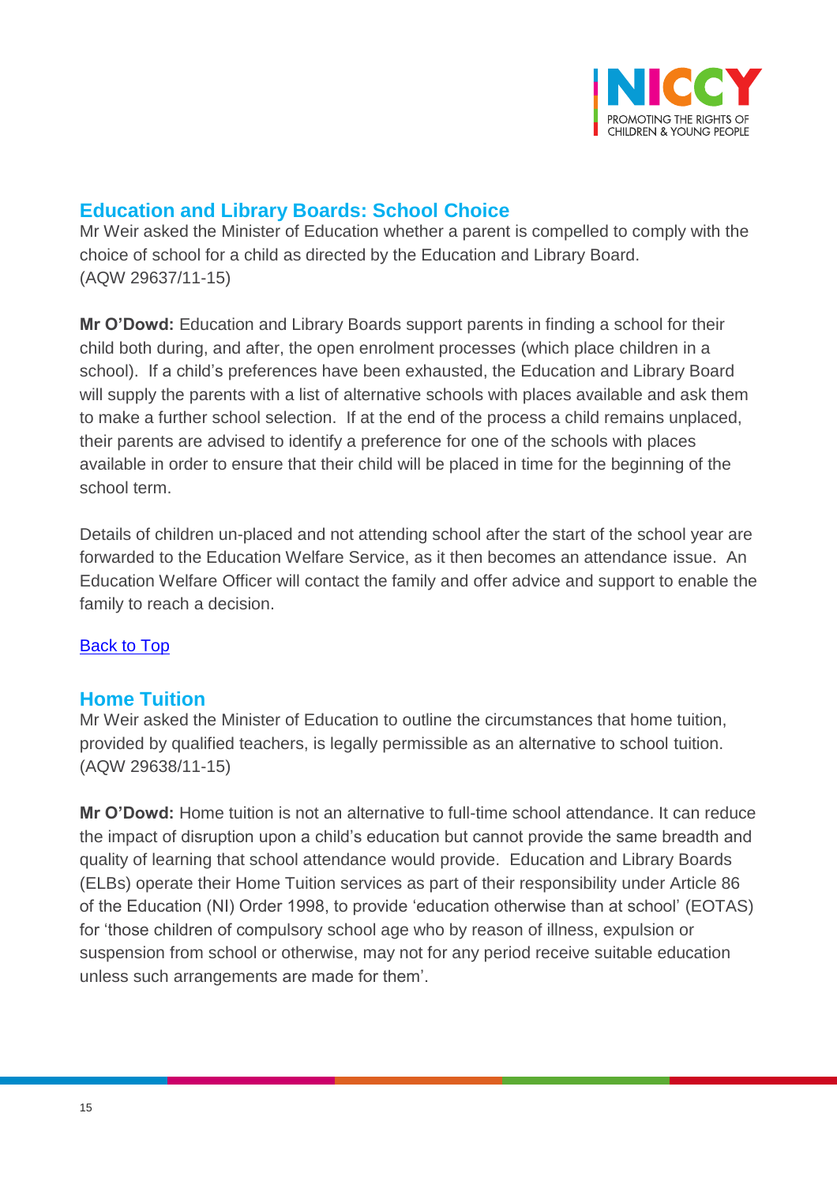## Education and Library Boards: School Choice

Mr Weir asked the Minister of Education whether a parent is compelled to comply with the choice of school for a child as directed by the Education and Library Board. (AQW 29637/11-15)

**Mr O'Dowd:** Education and Library Boards support parents in finding a school for their child both during, and after, the open enrolment processes (which place children in a school). If a child's preferences have been exhausted, the Education and Library Board will supply the parents with a list of alternative schools with places available and ask them to make a further school selection. If at the end of the process a child remains unplaced, their parents are advised to identify a preference for one of the schools with places available in order to ensure that their child will be placed in time for the beginning of the school term.

Details of children un-placed and not attending school after the start of the school year are forwarded to the Education Welfare Service, as it then becomes an attendance issue. An Education Welfare Officer will contact the family and offer advice and support to enable the family to reach a decision.

Back to Top

## Home Tuition

Mr Weir asked the Minister of Education to outline the circumstances that home tuition, provided by qualified teachers, is legally permissible as an alternative to school tuition. (AQW 29638/11-15)

**Mr O'Dowd:** Home tuition is not an alternative to full-time school attendance. It can reduce the impact of disruption upon a child's education but cannot provide the same breadth and quality of learning that school attendance would provide. Education and Library Boards (ELBs) operate their Home Tuition services as part of their responsibility under Article 86 of the Education (NI) Order 1998, to provide 'education otherwise than at school' (EOTAS) for 'those children of compulsory school age who by reason of illness, expulsion or suspension from school or otherwise, may not for any period receive suitable education unless such arrangements are made for them'.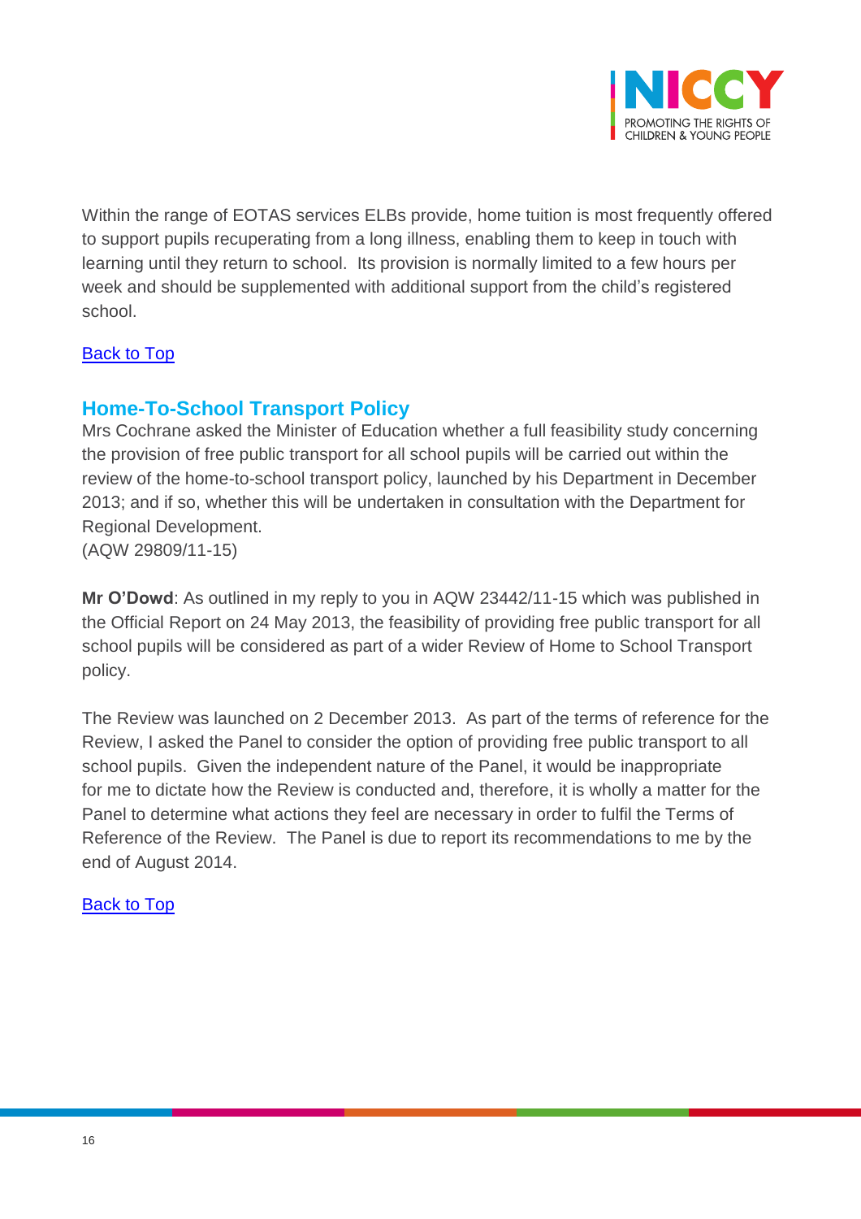Within the range of EOTAS services ELBs provide, home tuition is most frequently offered to support pupils recuperating from a long illness, enabling them to keep in touch with learning until they return to school. Its provision is normally limited to a few hours per week and should be supplemented with additional support from the child's registered school.

[Back to Top]

## Home-To-School Transport Policy

Mrs Cochrane asked the Minister of Education whether a full feasibility study concerning the provision of free public transport for all school pupils will be carried out within the review of the home-to-school transport policy, launched by his Department in December 2013; and if so, whether this will be undertaken in consultation with the Department for Regional Development.
(AQW 29809/11-15)

**Mr O'Dowd**: As outlined in my reply to you in AQW 23442/11-15 which was published in the Official Report on 24 May 2013, the feasibility of providing free public transport for all school pupils will be considered as part of a wider Review of Home to School Transport policy.

The Review was launched on 2 December 2013. As part of the terms of reference for the Review, I asked the Panel to consider the option of providing free public transport to all school pupils. Given the independent nature of the Panel, it would be inappropriate for me to dictate how the Review is conducted and, therefore, it is wholly a matter for the Panel to determine what actions they feel are necessary in order to fulfil the Terms of Reference of the Review. The Panel is due to report its recommendations to me by the end of August 2014.

[Back to Top]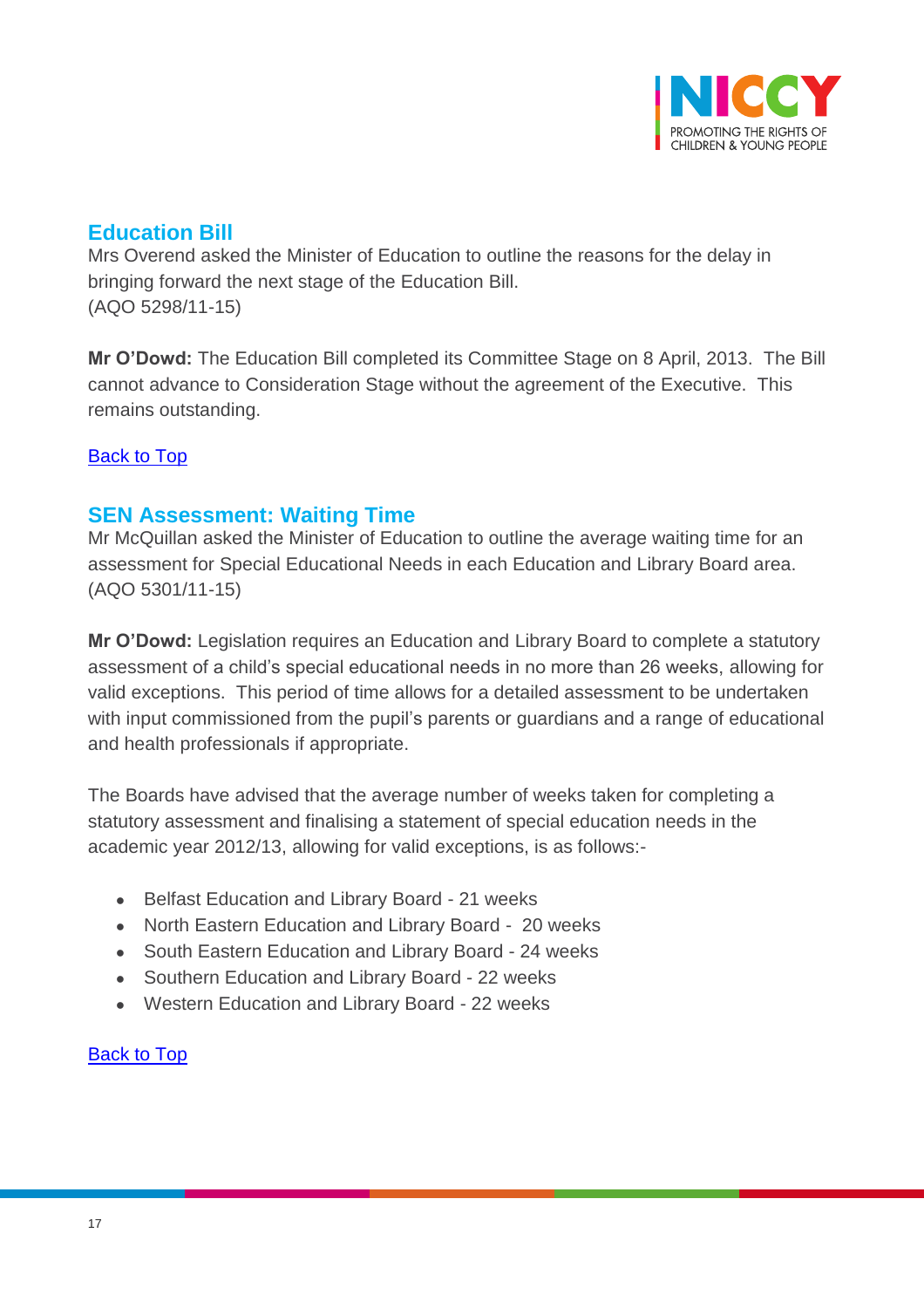## Education Bill

Mrs Overend asked the Minister of Education to outline the reasons for the delay in bringing forward the next stage of the Education Bill.
(AQO 5298/11-15)

**Mr O'Dowd:** The Education Bill completed its Committee Stage on 8 April, 2013. The Bill cannot advance to Consideration Stage without the agreement of the Executive. This remains outstanding.

Back to Top

## SEN Assessment: Waiting Time

Mr McQuillan asked the Minister of Education to outline the average waiting time for an assessment for Special Educational Needs in each Education and Library Board area.
(AQO 5301/11-15)

**Mr O'Dowd:** Legislation requires an Education and Library Board to complete a statutory assessment of a child's special educational needs in no more than 26 weeks, allowing for valid exceptions. This period of time allows for a detailed assessment to be undertaken with input commissioned from the pupil's parents or guardians and a range of educational and health professionals if appropriate.

The Boards have advised that the average number of weeks taken for completing a statutory assessment and finalising a statement of special education needs in the academic year 2012/13, allowing for valid exceptions, is as follows:-

- Belfast Education and Library Board - 21 weeks
- North Eastern Education and Library Board - 20 weeks
- South Eastern Education and Library Board - 24 weeks
- Southern Education and Library Board - 22 weeks
- Western Education and Library Board - 22 weeks

Back to Top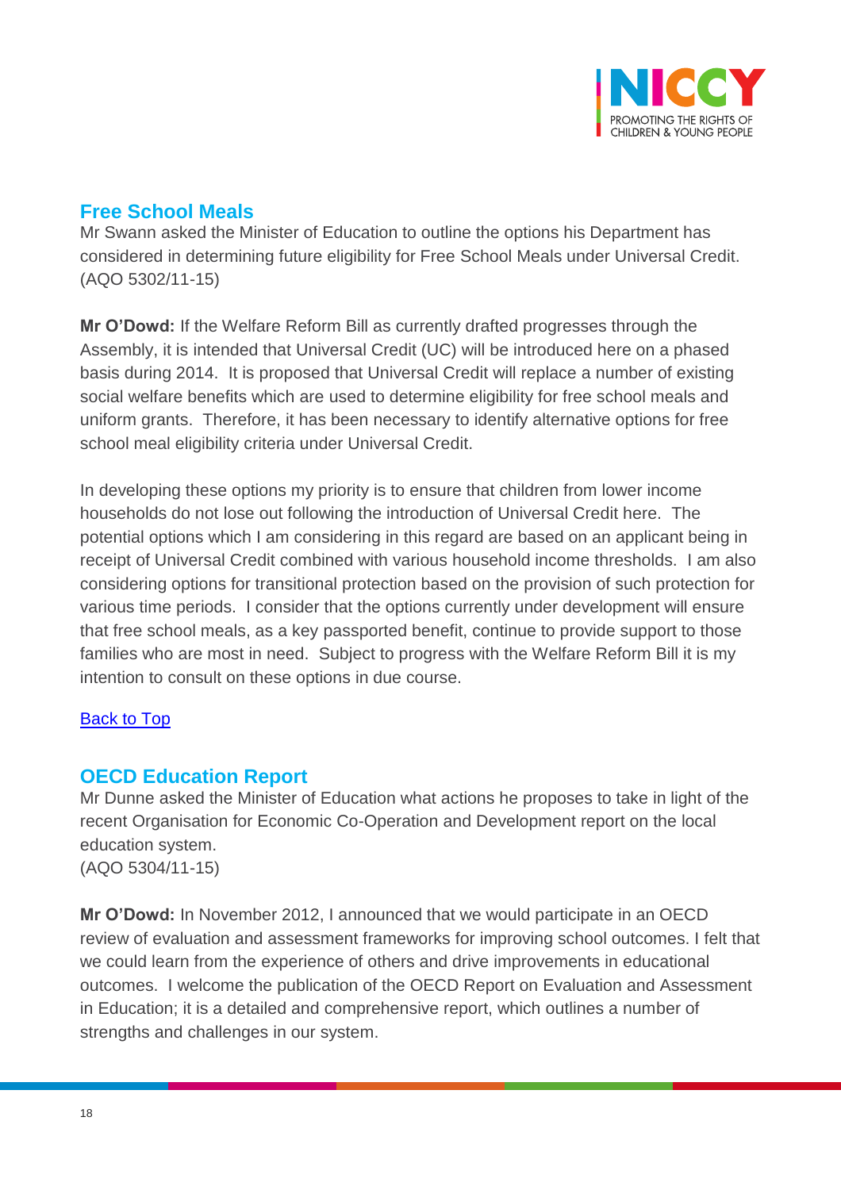## Free School Meals

Mr Swann asked the Minister of Education to outline the options his Department has considered in determining future eligibility for Free School Meals under Universal Credit.
(AQO 5302/11-15)

**Mr O'Dowd:** If the Welfare Reform Bill as currently drafted progresses through the Assembly, it is intended that Universal Credit (UC) will be introduced here on a phased basis during 2014. It is proposed that Universal Credit will replace a number of existing social welfare benefits which are used to determine eligibility for free school meals and uniform grants. Therefore, it has been necessary to identify alternative options for free school meal eligibility criteria under Universal Credit.

In developing these options my priority is to ensure that children from lower income households do not lose out following the introduction of Universal Credit here. The potential options which I am considering in this regard are based on an applicant being in receipt of Universal Credit combined with various household income thresholds. I am also considering options for transitional protection based on the provision of such protection for various time periods. I consider that the options currently under development will ensure that free school meals, as a key passported benefit, continue to provide support to those families who are most in need. Subject to progress with the Welfare Reform Bill it is my intention to consult on these options in due course.

[Back to Top]

## OECD Education Report

Mr Dunne asked the Minister of Education what actions he proposes to take in light of the recent Organisation for Economic Co-Operation and Development report on the local education system.
(AQO 5304/11-15)

**Mr O'Dowd:** In November 2012, I announced that we would participate in an OECD review of evaluation and assessment frameworks for improving school outcomes. I felt that we could learn from the experience of others and drive improvements in educational outcomes. I welcome the publication of the OECD Report on Evaluation and Assessment in Education; it is a detailed and comprehensive report, which outlines a number of strengths and challenges in our system.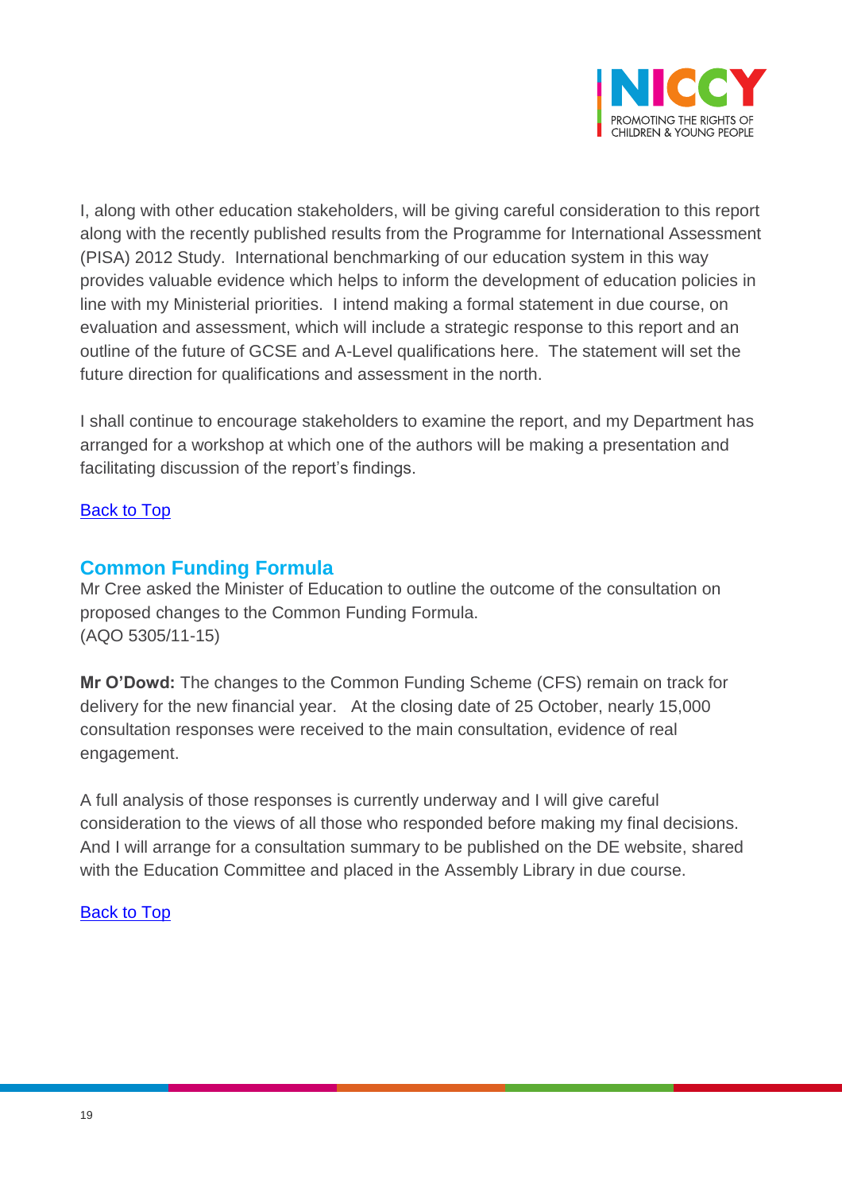I, along with other education stakeholders, will be giving careful consideration to this report along with the recently published results from the Programme for International Assessment (PISA) 2012 Study. International benchmarking of our education system in this way provides valuable evidence which helps to inform the development of education policies in line with my Ministerial priorities. I intend making a formal statement in due course, on evaluation and assessment, which will include a strategic response to this report and an outline of the future of GCSE and A-Level qualifications here. The statement will set the future direction for qualifications and assessment in the north.

I shall continue to encourage stakeholders to examine the report, and my Department has arranged for a workshop at which one of the authors will be making a presentation and facilitating discussion of the report's findings.

Back to Top

## Common Funding Formula

Mr Cree asked the Minister of Education to outline the outcome of the consultation on proposed changes to the Common Funding Formula.
(AQO 5305/11-15)

**Mr O'Dowd:** The changes to the Common Funding Scheme (CFS) remain on track for delivery for the new financial year. At the closing date of 25 October, nearly 15,000 consultation responses were received to the main consultation, evidence of real engagement.

A full analysis of those responses is currently underway and I will give careful consideration to the views of all those who responded before making my final decisions. And I will arrange for a consultation summary to be published on the DE website, shared with the Education Committee and placed in the Assembly Library in due course.

Back to Top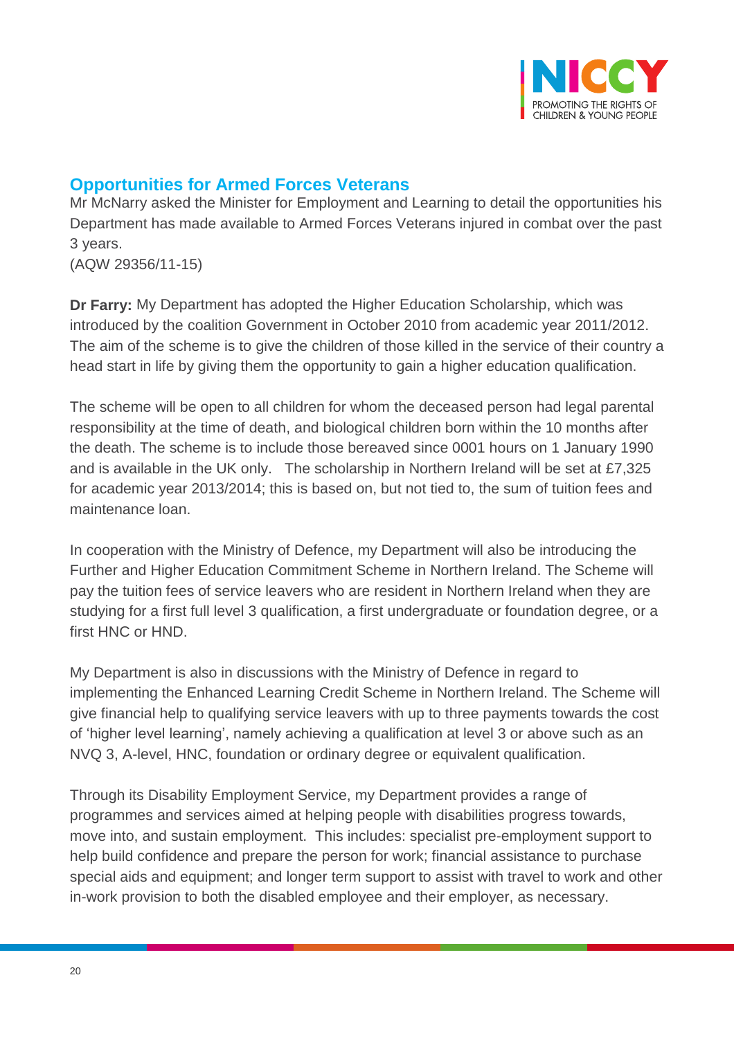## Opportunities for Armed Forces Veterans

Mr McNarry asked the Minister for Employment and Learning to detail the opportunities his Department has made available to Armed Forces Veterans injured in combat over the past 3 years.
(AQW 29356/11-15)

**Dr Farry:** My Department has adopted the Higher Education Scholarship, which was introduced by the coalition Government in October 2010 from academic year 2011/2012. The aim of the scheme is to give the children of those killed in the service of their country a head start in life by giving them the opportunity to gain a higher education qualification.

The scheme will be open to all children for whom the deceased person had legal parental responsibility at the time of death, and biological children born within the 10 months after the death. The scheme is to include those bereaved since 0001 hours on 1 January 1990 and is available in the UK only. The scholarship in Northern Ireland will be set at £7,325 for academic year 2013/2014; this is based on, but not tied to, the sum of tuition fees and maintenance loan.

In cooperation with the Ministry of Defence, my Department will also be introducing the Further and Higher Education Commitment Scheme in Northern Ireland. The Scheme will pay the tuition fees of service leavers who are resident in Northern Ireland when they are studying for a first full level 3 qualification, a first undergraduate or foundation degree, or a first HNC or HND.

My Department is also in discussions with the Ministry of Defence in regard to implementing the Enhanced Learning Credit Scheme in Northern Ireland. The Scheme will give financial help to qualifying service leavers with up to three payments towards the cost of 'higher level learning', namely achieving a qualification at level 3 or above such as an NVQ 3, A-level, HNC, foundation or ordinary degree or equivalent qualification.

Through its Disability Employment Service, my Department provides a range of programmes and services aimed at helping people with disabilities progress towards, move into, and sustain employment. This includes: specialist pre-employment support to help build confidence and prepare the person for work; financial assistance to purchase special aids and equipment; and longer term support to assist with travel to work and other in-work provision to both the disabled employee and their employer, as necessary.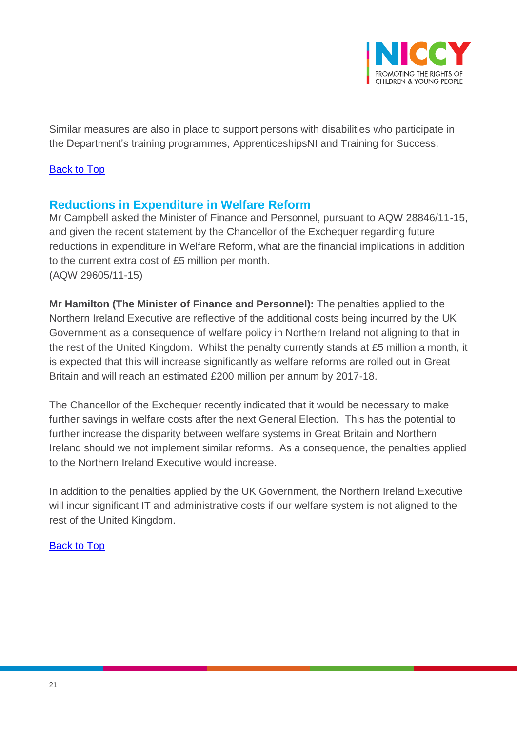Similar measures are also in place to support persons with disabilities who participate in the Department's training programmes, ApprenticeshipsNI and Training for Success.

[Back to Top]

## Reductions in Expenditure in Welfare Reform

Mr Campbell asked the Minister of Finance and Personnel, pursuant to AQW 28846/11-15, and given the recent statement by the Chancellor of the Exchequer regarding future reductions in expenditure in Welfare Reform, what are the financial implications in addition to the current extra cost of £5 million per month.
(AQW 29605/11-15)

**Mr Hamilton (The Minister of Finance and Personnel):** The penalties applied to the Northern Ireland Executive are reflective of the additional costs being incurred by the UK Government as a consequence of welfare policy in Northern Ireland not aligning to that in the rest of the United Kingdom. Whilst the penalty currently stands at £5 million a month, it is expected that this will increase significantly as welfare reforms are rolled out in Great Britain and will reach an estimated £200 million per annum by 2017-18.

The Chancellor of the Exchequer recently indicated that it would be necessary to make further savings in welfare costs after the next General Election. This has the potential to further increase the disparity between welfare systems in Great Britain and Northern Ireland should we not implement similar reforms. As a consequence, the penalties applied to the Northern Ireland Executive would increase.

In addition to the penalties applied by the UK Government, the Northern Ireland Executive will incur significant IT and administrative costs if our welfare system is not aligned to the rest of the United Kingdom.

[Back to Top]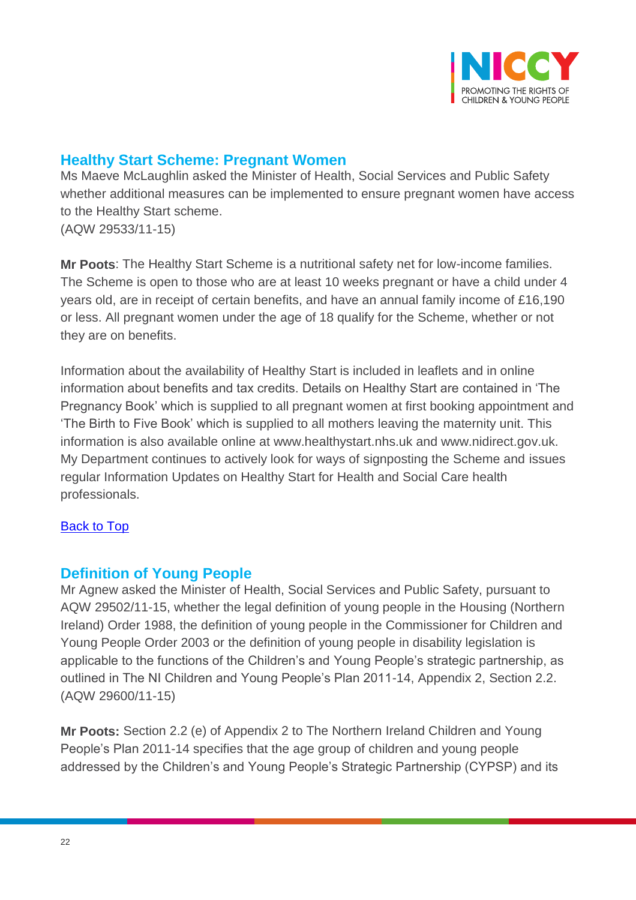## Healthy Start Scheme: Pregnant Women

Ms Maeve McLaughlin asked the Minister of Health, Social Services and Public Safety whether additional measures can be implemented to ensure pregnant women have access to the Healthy Start scheme.
(AQW 29533/11-15)

**Mr Poots**: The Healthy Start Scheme is a nutritional safety net for low-income families. The Scheme is open to those who are at least 10 weeks pregnant or have a child under 4 years old, are in receipt of certain benefits, and have an annual family income of £16,190 or less. All pregnant women under the age of 18 qualify for the Scheme, whether or not they are on benefits.

Information about the availability of Healthy Start is included in leaflets and in online information about benefits and tax credits. Details on Healthy Start are contained in 'The Pregnancy Book' which is supplied to all pregnant women at first booking appointment and 'The Birth to Five Book' which is supplied to all mothers leaving the maternity unit. This information is also available online at www.healthystart.nhs.uk and www.nidirect.gov.uk. My Department continues to actively look for ways of signposting the Scheme and issues regular Information Updates on Healthy Start for Health and Social Care health professionals.

Back to Top

## Definition of Young People

Mr Agnew asked the Minister of Health, Social Services and Public Safety, pursuant to AQW 29502/11-15, whether the legal definition of young people in the Housing (Northern Ireland) Order 1988, the definition of young people in the Commissioner for Children and Young People Order 2003 or the definition of young people in disability legislation is applicable to the functions of the Children's and Young People's strategic partnership, as outlined in The NI Children and Young People's Plan 2011-14, Appendix 2, Section 2.2.
(AQW 29600/11-15)

**Mr Poots:** Section 2.2 (e) of Appendix 2 to The Northern Ireland Children and Young People's Plan 2011-14 specifies that the age group of children and young people addressed by the Children's and Young People's Strategic Partnership (CYPSP) and its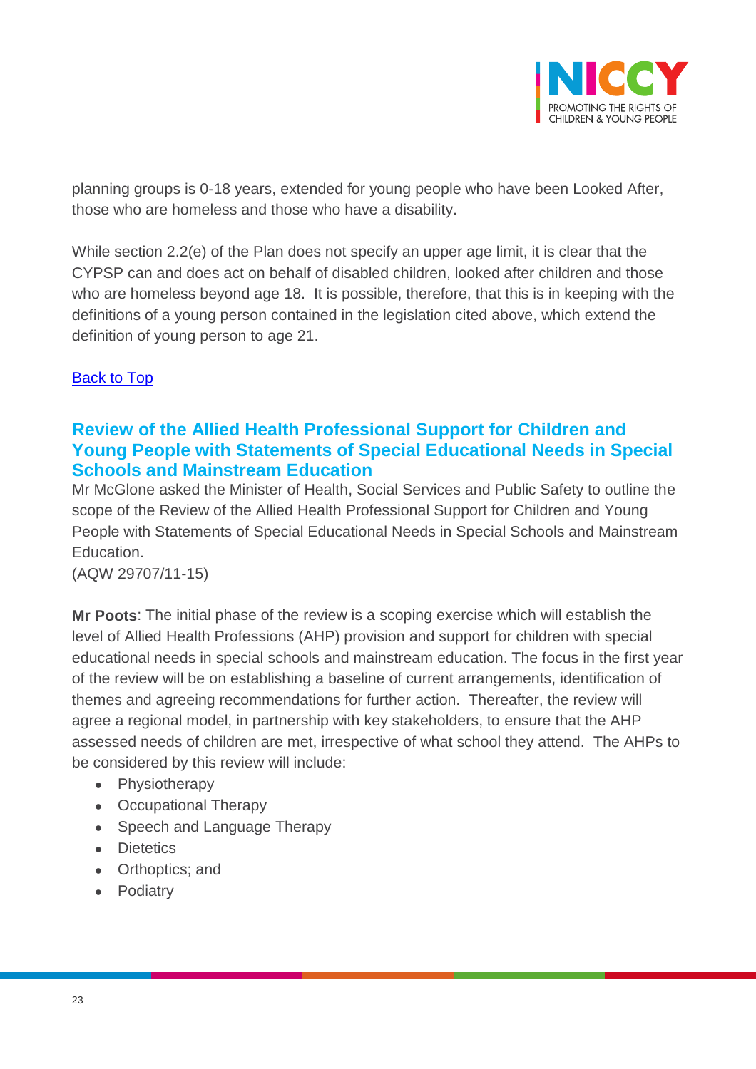planning groups is 0-18 years, extended for young people who have been Looked After, those who are homeless and those who have a disability.

While section 2.2(e) of the Plan does not specify an upper age limit, it is clear that the CYPSP can and does act on behalf of disabled children, looked after children and those who are homeless beyond age 18. It is possible, therefore, that this is in keeping with the definitions of a young person contained in the legislation cited above, which extend the definition of young person to age 21.

[Back to Top]

## Review of the Allied Health Professional Support for Children and Young People with Statements of Special Educational Needs in Special Schools and Mainstream Education

Mr McGlone asked the Minister of Health, Social Services and Public Safety to outline the scope of the Review of the Allied Health Professional Support for Children and Young People with Statements of Special Educational Needs in Special Schools and Mainstream Education.
(AQW 29707/11-15)

**Mr Poots**: The initial phase of the review is a scoping exercise which will establish the level of Allied Health Professions (AHP) provision and support for children with special educational needs in special schools and mainstream education. The focus in the first year of the review will be on establishing a baseline of current arrangements, identification of themes and agreeing recommendations for further action. Thereafter, the review will agree a regional model, in partnership with key stakeholders, to ensure that the AHP assessed needs of children are met, irrespective of what school they attend. The AHPs to be considered by this review will include:

- Physiotherapy
- Occupational Therapy
- Speech and Language Therapy
- Dietetics
- Orthoptics; and
- Podiatry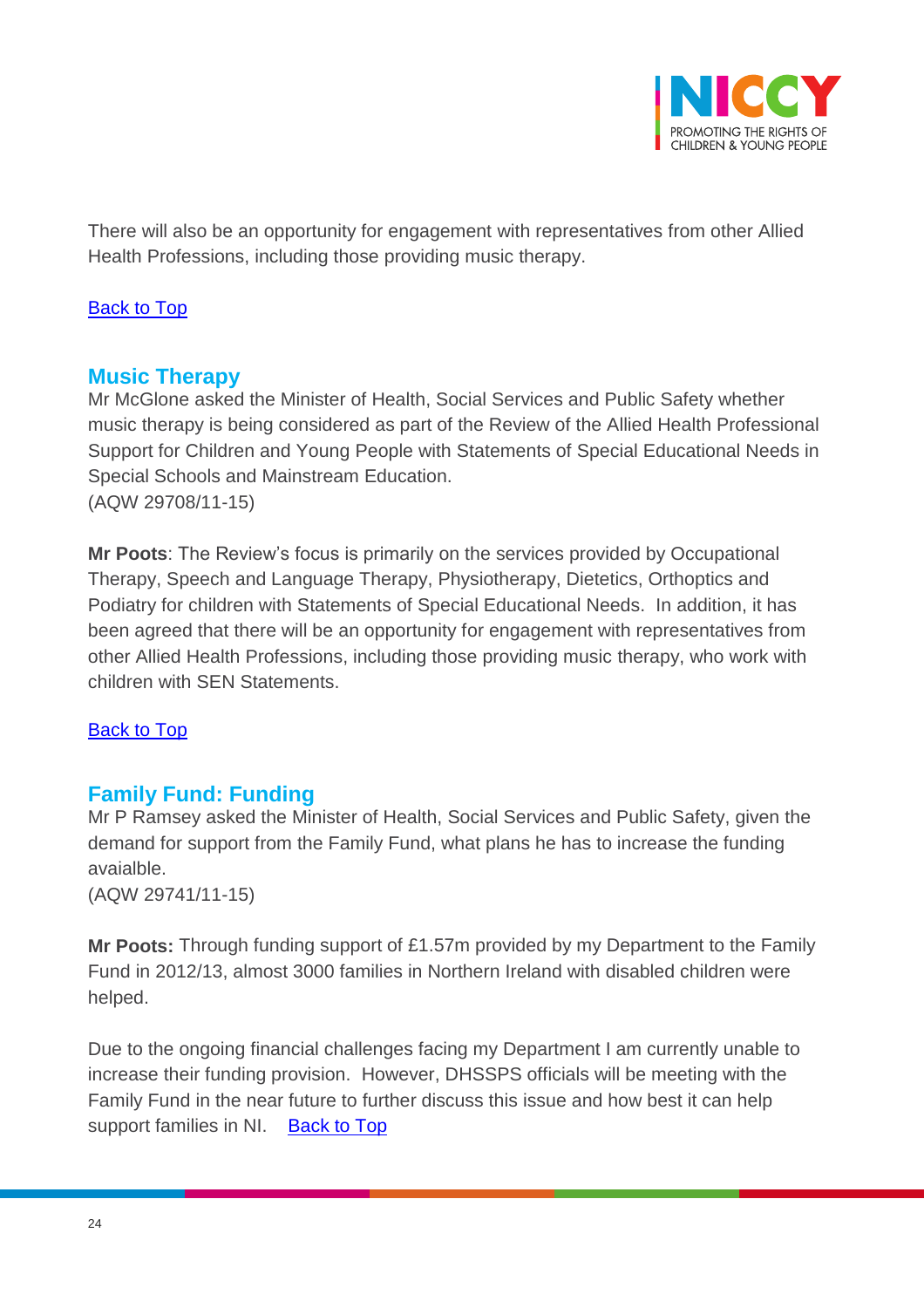There will also be an opportunity for engagement with representatives from other Allied Health Professions, including those providing music therapy.

[Back to Top](#)

## Music Therapy

Mr McGlone asked the Minister of Health, Social Services and Public Safety whether music therapy is being considered as part of the Review of the Allied Health Professional Support for Children and Young People with Statements of Special Educational Needs in Special Schools and Mainstream Education.
(AQW 29708/11-15)

**Mr Poots**: The Review's focus is primarily on the services provided by Occupational Therapy, Speech and Language Therapy, Physiotherapy, Dietetics, Orthoptics and Podiatry for children with Statements of Special Educational Needs. In addition, it has been agreed that there will be an opportunity for engagement with representatives from other Allied Health Professions, including those providing music therapy, who work with children with SEN Statements.

[Back to Top](#)

## Family Fund: Funding

Mr P Ramsey asked the Minister of Health, Social Services and Public Safety, given the demand for support from the Family Fund, what plans he has to increase the funding avaialble.
(AQW 29741/11-15)

**Mr Poots:** Through funding support of £1.57m provided by my Department to the Family Fund in 2012/13, almost 3000 families in Northern Ireland with disabled children were helped.

Due to the ongoing financial challenges facing my Department I am currently unable to increase their funding provision. However, DHSSPS officials will be meeting with the Family Fund in the near future to further discuss this issue and how best it can help support families in NI. [Back to Top](#)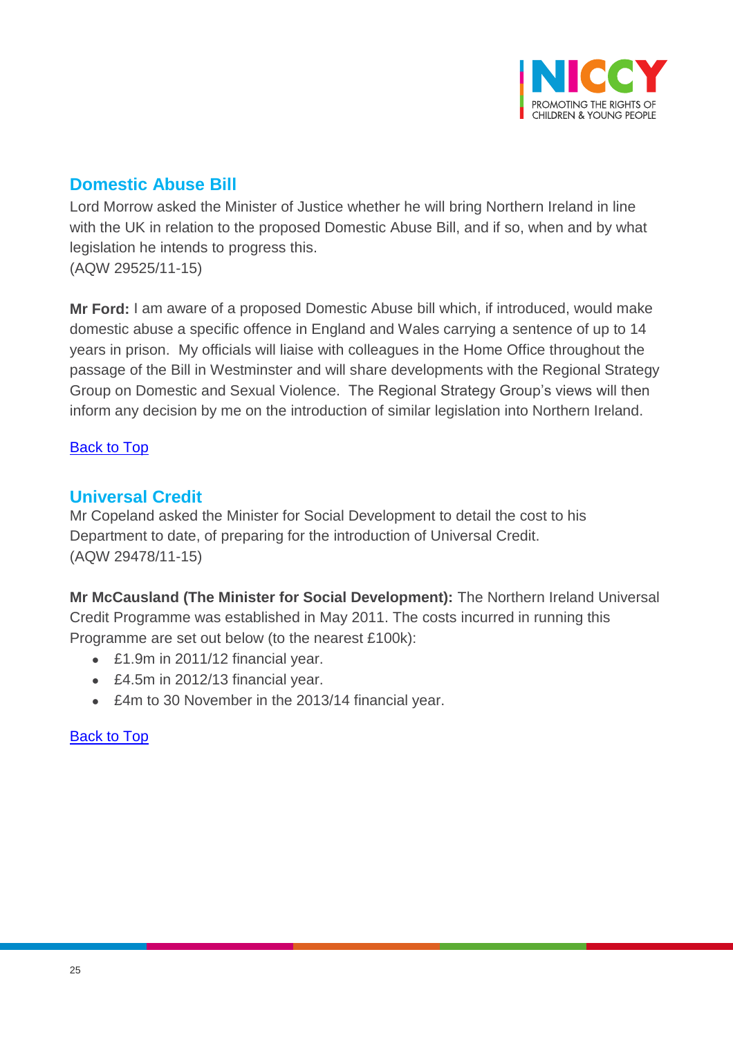## Domestic Abuse Bill

Lord Morrow asked the Minister of Justice whether he will bring Northern Ireland in line with the UK in relation to the proposed Domestic Abuse Bill, and if so, when and by what legislation he intends to progress this.
(AQW 29525/11-15)

**Mr Ford:** I am aware of a proposed Domestic Abuse bill which, if introduced, would make domestic abuse a specific offence in England and Wales carrying a sentence of up to 14 years in prison. My officials will liaise with colleagues in the Home Office throughout the passage of the Bill in Westminster and will share developments with the Regional Strategy Group on Domestic and Sexual Violence. The Regional Strategy Group's views will then inform any decision by me on the introduction of similar legislation into Northern Ireland.

Back to Top

## Universal Credit

Mr Copeland asked the Minister for Social Development to detail the cost to his Department to date, of preparing for the introduction of Universal Credit.
(AQW 29478/11-15)

**Mr McCausland (The Minister for Social Development):** The Northern Ireland Universal Credit Programme was established in May 2011. The costs incurred in running this Programme are set out below (to the nearest £100k):

- £1.9m in 2011/12 financial year.
- £4.5m in 2012/13 financial year.
- £4m to 30 November in the 2013/14 financial year.

Back to Top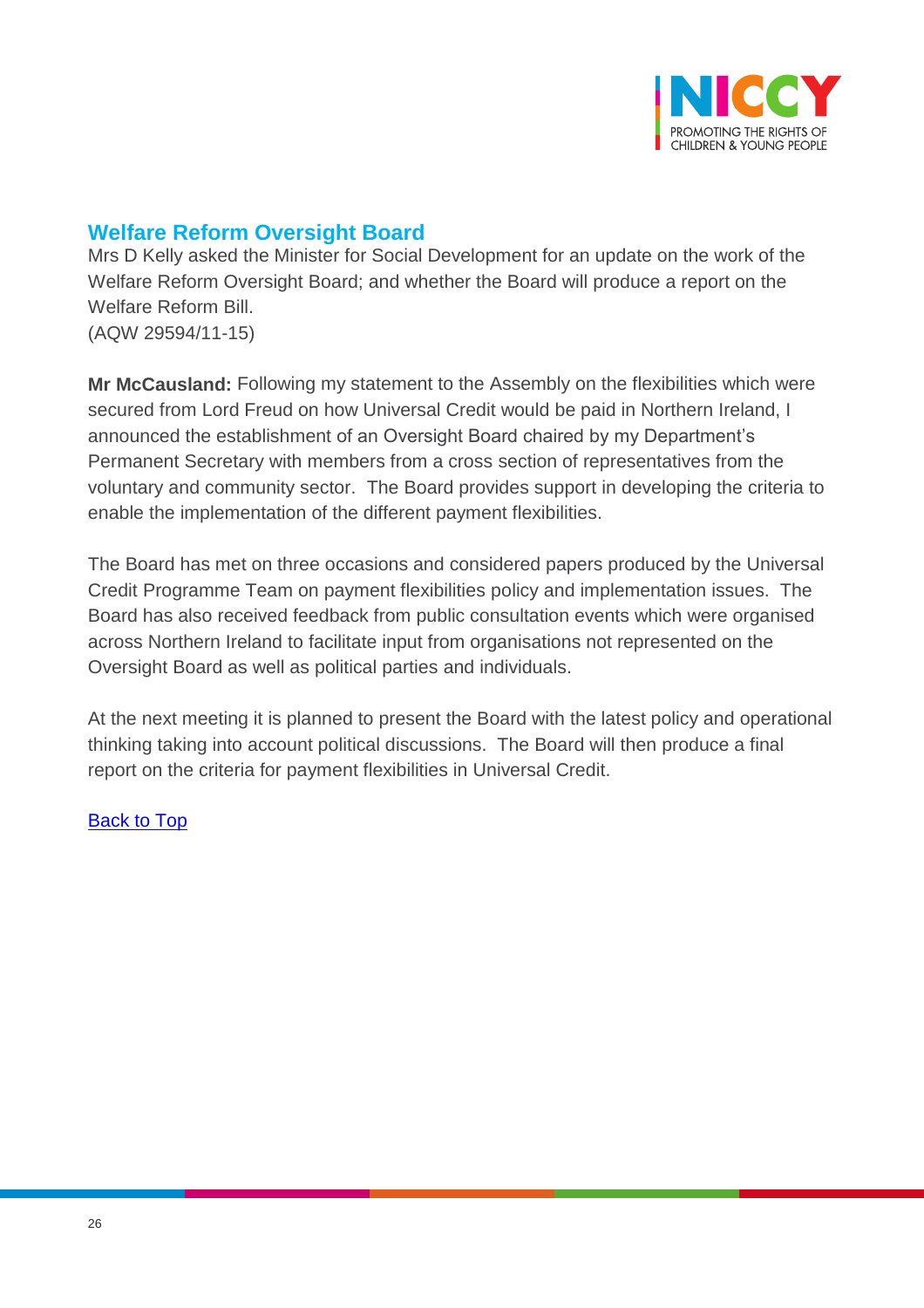## Welfare Reform Oversight Board

Mrs D Kelly asked the Minister for Social Development for an update on the work of the Welfare Reform Oversight Board; and whether the Board will produce a report on the Welfare Reform Bill.
(AQW 29594/11-15)

**Mr McCausland:** Following my statement to the Assembly on the flexibilities which were secured from Lord Freud on how Universal Credit would be paid in Northern Ireland, I announced the establishment of an Oversight Board chaired by my Department's Permanent Secretary with members from a cross section of representatives from the voluntary and community sector. The Board provides support in developing the criteria to enable the implementation of the different payment flexibilities.

The Board has met on three occasions and considered papers produced by the Universal Credit Programme Team on payment flexibilities policy and implementation issues. The Board has also received feedback from public consultation events which were organised across Northern Ireland to facilitate input from organisations not represented on the Oversight Board as well as political parties and individuals.

At the next meeting it is planned to present the Board with the latest policy and operational thinking taking into account political discussions. The Board will then produce a final report on the criteria for payment flexibilities in Universal Credit.

Back to Top